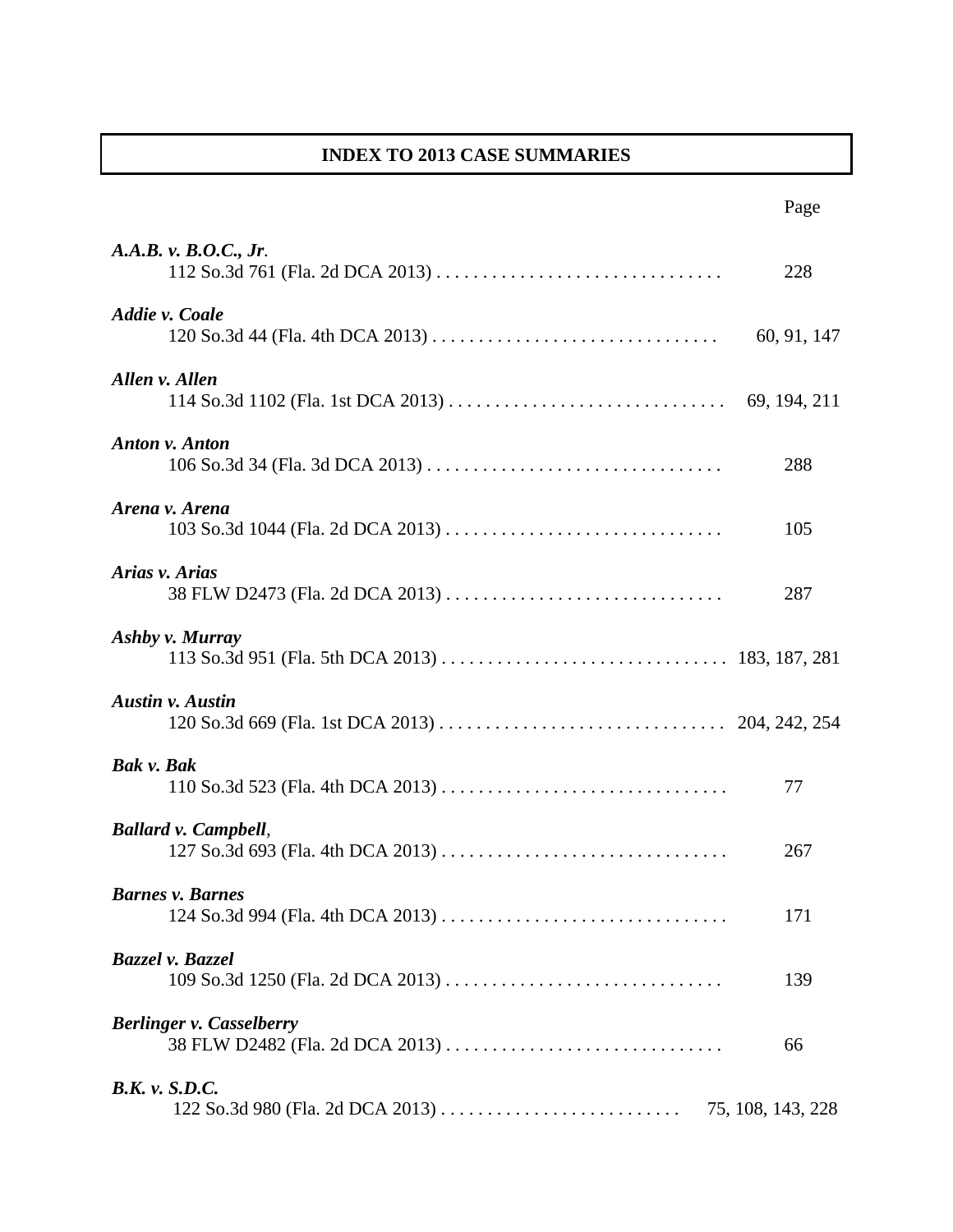# INDEX TO 2013 CASE SUMMARIES

Page

***A.A.B. v. B.O.C., Jr***.
112 So.3d 761 (Fla. 2d DCA 2013) . . . . . . . . . . . . . . . . . . . . . . . . . . . . . . . 228

***Addie v. Coale***
120 So.3d 44 (Fla. 4th DCA 2013) . . . . . . . . . . . . . . . . . . . . . . . . . . . . . . . 60, 91, 147

***Allen v. Allen***
114 So.3d 1102 (Fla. 1st DCA 2013) . . . . . . . . . . . . . . . . . . . . . . . . . . . . . . 69, 194, 211

***Anton v. Anton***
106 So.3d 34 (Fla. 3d DCA 2013) . . . . . . . . . . . . . . . . . . . . . . . . . . . . . . . . 288

***Arena v. Arena***
103 So.3d 1044 (Fla. 2d DCA 2013) . . . . . . . . . . . . . . . . . . . . . . . . . . . . . . 105

***Arias v. Arias***
38 FLW D2473 (Fla. 2d DCA 2013) . . . . . . . . . . . . . . . . . . . . . . . . . . . . . . 287

***Ashby v. Murray***
113 So.3d 951 (Fla. 5th DCA 2013) . . . . . . . . . . . . . . . . . . . . . . . . . . . . . . . 183, 187, 281

***Austin v. Austin***
120 So.3d 669 (Fla. 1st DCA 2013) . . . . . . . . . . . . . . . . . . . . . . . . . . . . . . . 204, 242, 254

***Bak v. Bak***
110 So.3d 523 (Fla. 4th DCA 2013) . . . . . . . . . . . . . . . . . . . . . . . . . . . . . . . 77

***Ballard v. Campbell***,
127 So.3d 693 (Fla. 4th DCA 2013) . . . . . . . . . . . . . . . . . . . . . . . . . . . . . . . 267

***Barnes v. Barnes***
124 So.3d 994 (Fla. 4th DCA 2013) . . . . . . . . . . . . . . . . . . . . . . . . . . . . . . . 171

***Bazzel v. Bazzel***
109 So.3d 1250 (Fla. 2d DCA 2013) . . . . . . . . . . . . . . . . . . . . . . . . . . . . . . 139

***Berlinger v. Casselberry***
38 FLW D2482 (Fla. 2d DCA 2013) . . . . . . . . . . . . . . . . . . . . . . . . . . . . . . 66

***B.K. v. S.D.C.***
122 So.3d 980 (Fla. 2d DCA 2013) . . . . . . . . . . . . . . . . . . . . . . . . . . 75, 108, 143, 228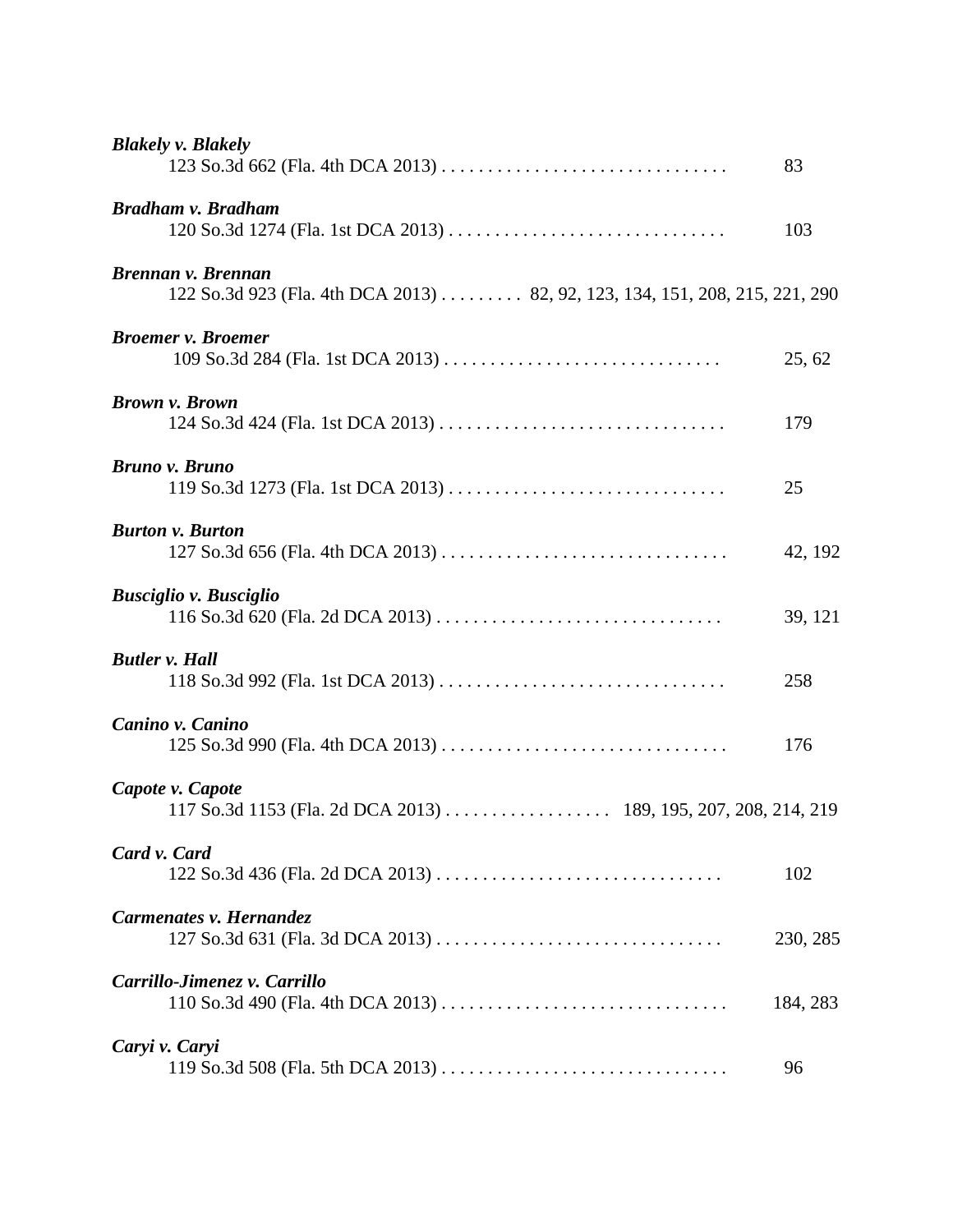***Blakely v. Blakely***
123 So.3d 662 (Fla. 4th DCA 2013) . . . . . . . . . . . . . . . . . . . . . . . . . . . . . . . 83

***Bradham v. Bradham***
120 So.3d 1274 (Fla. 1st DCA 2013) . . . . . . . . . . . . . . . . . . . . . . . . . . . . . . 103

***Brennan v. Brennan***
122 So.3d 923 (Fla. 4th DCA 2013) . . . . . . . . . 82, 92, 123, 134, 151, 208, 215, 221, 290

***Broemer v. Broemer***
109 So.3d 284 (Fla. 1st DCA 2013) . . . . . . . . . . . . . . . . . . . . . . . . . . . . . . 25, 62

***Brown v. Brown***
124 So.3d 424 (Fla. 1st DCA 2013) . . . . . . . . . . . . . . . . . . . . . . . . . . . . . . . 179

***Bruno v. Bruno***
119 So.3d 1273 (Fla. 1st DCA 2013) . . . . . . . . . . . . . . . . . . . . . . . . . . . . . . 25

***Burton v. Burton***
127 So.3d 656 (Fla. 4th DCA 2013) . . . . . . . . . . . . . . . . . . . . . . . . . . . . . . . 42, 192

***Busciglio v. Busciglio***
116 So.3d 620 (Fla. 2d DCA 2013) . . . . . . . . . . . . . . . . . . . . . . . . . . . . . . . 39, 121

***Butler v. Hall***
118 So.3d 992 (Fla. 1st DCA 2013) . . . . . . . . . . . . . . . . . . . . . . . . . . . . . . . 258

***Canino v. Canino***
125 So.3d 990 (Fla. 4th DCA 2013) . . . . . . . . . . . . . . . . . . . . . . . . . . . . . . . 176

***Capote v. Capote***
117 So.3d 1153 (Fla. 2d DCA 2013) . . . . . . . . . . . . . . . . . . 189, 195, 207, 208, 214, 219

***Card v. Card***
122 So.3d 436 (Fla. 2d DCA 2013) . . . . . . . . . . . . . . . . . . . . . . . . . . . . . . . 102

***Carmenates v. Hernandez***
127 So.3d 631 (Fla. 3d DCA 2013) . . . . . . . . . . . . . . . . . . . . . . . . . . . . . . . 230, 285

***Carrillo-Jimenez v. Carrillo***
110 So.3d 490 (Fla. 4th DCA 2013) . . . . . . . . . . . . . . . . . . . . . . . . . . . . . . . 184, 283

***Caryi v. Caryi***
119 So.3d 508 (Fla. 5th DCA 2013) . . . . . . . . . . . . . . . . . . . . . . . . . . . . . . . 96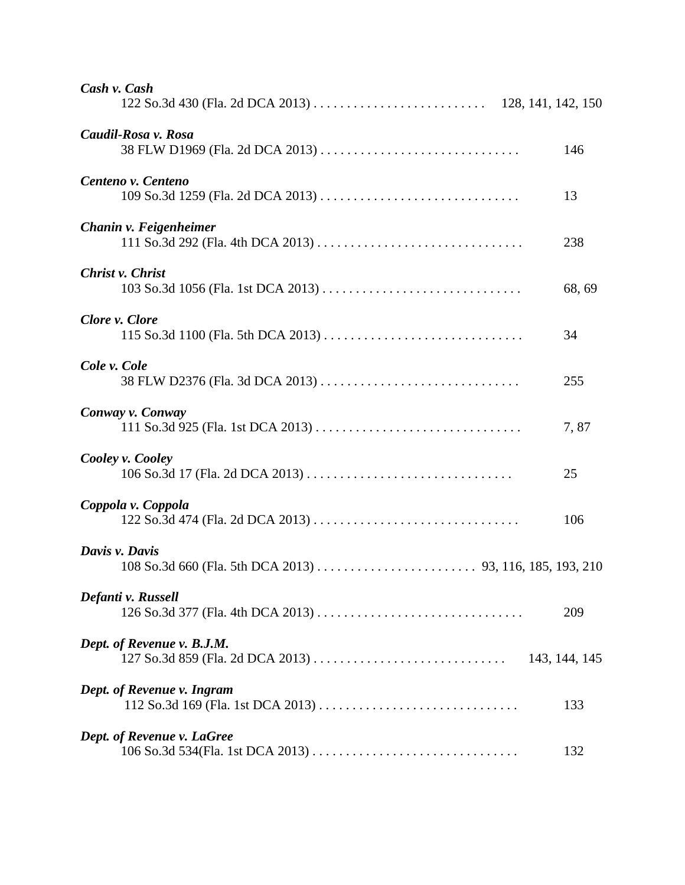***Cash v. Cash***
122 So.3d 430 (Fla. 2d DCA 2013) . . . . . . . . . . . . . . . . . . . . . . . . . . 128, 141, 142, 150

***Caudil-Rosa v. Rosa***
38 FLW D1969 (Fla. 2d DCA 2013) . . . . . . . . . . . . . . . . . . . . . . . . . . . . . . 146

***Centeno v. Centeno***
109 So.3d 1259 (Fla. 2d DCA 2013) . . . . . . . . . . . . . . . . . . . . . . . . . . . . . . 13

***Chanin v. Feigenheimer***
111 So.3d 292 (Fla. 4th DCA 2013) . . . . . . . . . . . . . . . . . . . . . . . . . . . . . . . 238

***Christ v. Christ***
103 So.3d 1056 (Fla. 1st DCA 2013) . . . . . . . . . . . . . . . . . . . . . . . . . . . . . . 68, 69

***Clore v. Clore***
115 So.3d 1100 (Fla. 5th DCA 2013) . . . . . . . . . . . . . . . . . . . . . . . . . . . . . . 34

***Cole v. Cole***
38 FLW D2376 (Fla. 3d DCA 2013) . . . . . . . . . . . . . . . . . . . . . . . . . . . . . . 255

***Conway v. Conway***
111 So.3d 925 (Fla. 1st DCA 2013) . . . . . . . . . . . . . . . . . . . . . . . . . . . . . . . 7, 87

***Cooley v. Cooley***
106 So.3d 17 (Fla. 2d DCA 2013) . . . . . . . . . . . . . . . . . . . . . . . . . . . . . . . 25

***Coppola v. Coppola***
122 So.3d 474 (Fla. 2d DCA 2013) . . . . . . . . . . . . . . . . . . . . . . . . . . . . . . . 106

***Davis v. Davis***
108 So.3d 660 (Fla. 5th DCA 2013) . . . . . . . . . . . . . . . . . . . . . . . . . 93, 116, 185, 193, 210

***Defanti v. Russell***
126 So.3d 377 (Fla. 4th DCA 2013) . . . . . . . . . . . . . . . . . . . . . . . . . . . . . . . 209

***Dept. of Revenue v. B.J.M.***
127 So.3d 859 (Fla. 2d DCA 2013) . . . . . . . . . . . . . . . . . . . . . . . . . . . . . 143, 144, 145

***Dept. of Revenue v. Ingram***
112 So.3d 169 (Fla. 1st DCA 2013) . . . . . . . . . . . . . . . . . . . . . . . . . . . . . . 133

***Dept. of Revenue v. LaGree***
106 So.3d 534(Fla. 1st DCA 2013) . . . . . . . . . . . . . . . . . . . . . . . . . . . . . . . 132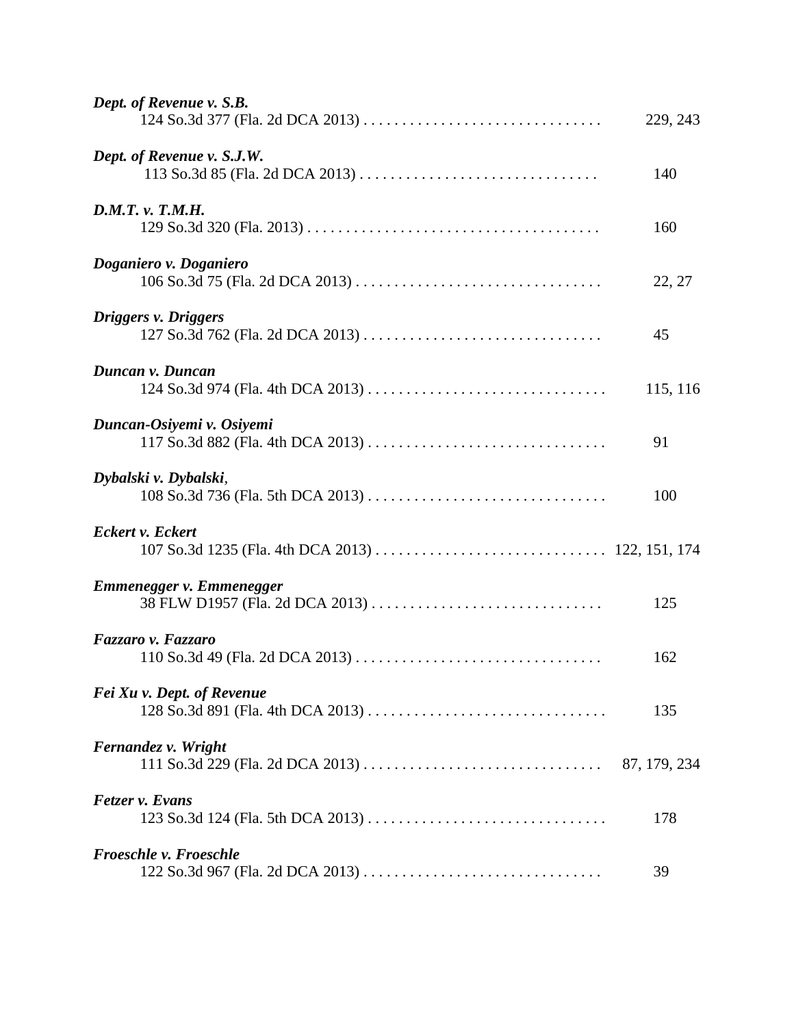***Dept. of Revenue v. S.B.***
124 So.3d 377 (Fla. 2d DCA 2013) . . . . . . . . . . . . . . . . . . . . . . . . . . . . . . . 229, 243

***Dept. of Revenue v. S.J.W.***
113 So.3d 85 (Fla. 2d DCA 2013) . . . . . . . . . . . . . . . . . . . . . . . . . . . . . . . 140

***D.M.T. v. T.M.H.***
129 So.3d 320 (Fla. 2013) . . . . . . . . . . . . . . . . . . . . . . . . . . . . . . . . . . . . . . 160

***Doganiero v. Doganiero***
106 So.3d 75 (Fla. 2d DCA 2013) . . . . . . . . . . . . . . . . . . . . . . . . . . . . . . . . 22, 27

***Driggers v. Driggers***
127 So.3d 762 (Fla. 2d DCA 2013) . . . . . . . . . . . . . . . . . . . . . . . . . . . . . . . 45

***Duncan v. Duncan***
124 So.3d 974 (Fla. 4th DCA 2013) . . . . . . . . . . . . . . . . . . . . . . . . . . . . . . . 115, 116

***Duncan-Osiyemi v. Osiyemi***
117 So.3d 882 (Fla. 4th DCA 2013) . . . . . . . . . . . . . . . . . . . . . . . . . . . . . . . 91

***Dybalski v. Dybalski***,
108 So.3d 736 (Fla. 5th DCA 2013) . . . . . . . . . . . . . . . . . . . . . . . . . . . . . . . 100

***Eckert v. Eckert***
107 So.3d 1235 (Fla. 4th DCA 2013) . . . . . . . . . . . . . . . . . . . . . . . . . . . . . . 122, 151, 174

***Emmenegger v. Emmenegger***
38 FLW D1957 (Fla. 2d DCA 2013) . . . . . . . . . . . . . . . . . . . . . . . . . . . . . . 125

***Fazzaro v. Fazzaro***
110 So.3d 49 (Fla. 2d DCA 2013) . . . . . . . . . . . . . . . . . . . . . . . . . . . . . . . . 162

***Fei Xu v. Dept. of Revenue***
128 So.3d 891 (Fla. 4th DCA 2013) . . . . . . . . . . . . . . . . . . . . . . . . . . . . . . . 135

***Fernandez v. Wright***
111 So.3d 229 (Fla. 2d DCA 2013) . . . . . . . . . . . . . . . . . . . . . . . . . . . . . . . 87, 179, 234

***Fetzer v. Evans***
123 So.3d 124 (Fla. 5th DCA 2013) . . . . . . . . . . . . . . . . . . . . . . . . . . . . . . . 178

***Froeschle v. Froeschle***
122 So.3d 967 (Fla. 2d DCA 2013) . . . . . . . . . . . . . . . . . . . . . . . . . . . . . . . 39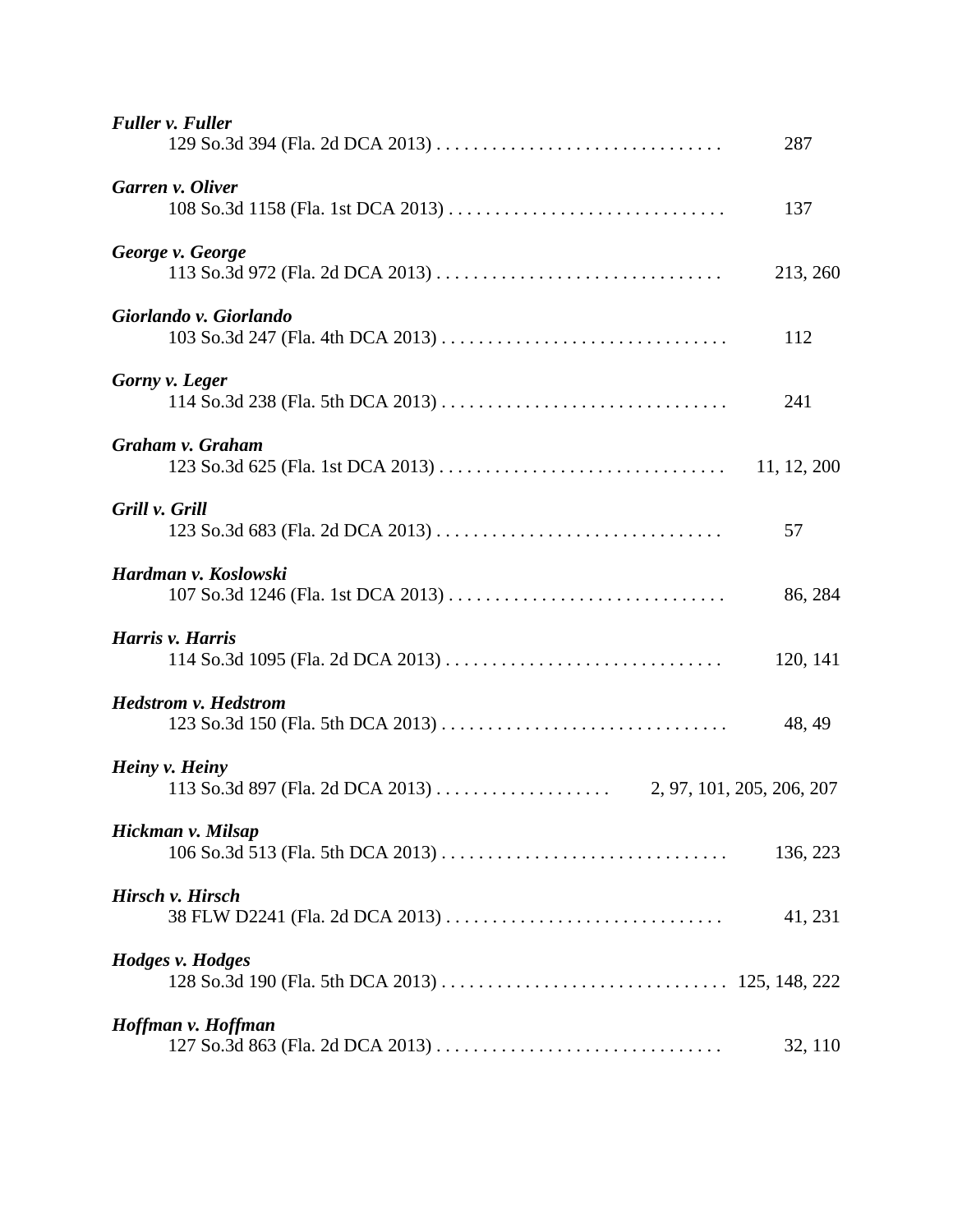***Fuller v. Fuller***
129 So.3d 394 (Fla. 2d DCA 2013) . . . . . . . . . . . . . . . . . . . . . . . . . . . . . . . 287

***Garren v. Oliver***
108 So.3d 1158 (Fla. 1st DCA 2013) . . . . . . . . . . . . . . . . . . . . . . . . . . . . . . 137

***George v. George***
113 So.3d 972 (Fla. 2d DCA 2013) . . . . . . . . . . . . . . . . . . . . . . . . . . . . . . . 213, 260

***Giorlando v. Giorlando***
103 So.3d 247 (Fla. 4th DCA 2013) . . . . . . . . . . . . . . . . . . . . . . . . . . . . . . . 112

***Gorny v. Leger***
114 So.3d 238 (Fla. 5th DCA 2013) . . . . . . . . . . . . . . . . . . . . . . . . . . . . . . . 241

***Graham v. Graham***
123 So.3d 625 (Fla. 1st DCA 2013) . . . . . . . . . . . . . . . . . . . . . . . . . . . . . . . 11, 12, 200

***Grill v. Grill***
123 So.3d 683 (Fla. 2d DCA 2013) . . . . . . . . . . . . . . . . . . . . . . . . . . . . . . . 57

***Hardman v. Koslowski***
107 So.3d 1246 (Fla. 1st DCA 2013) . . . . . . . . . . . . . . . . . . . . . . . . . . . . . . 86, 284

***Harris v. Harris***
114 So.3d 1095 (Fla. 2d DCA 2013) . . . . . . . . . . . . . . . . . . . . . . . . . . . . . . 120, 141

***Hedstrom v. Hedstrom***
123 So.3d 150 (Fla. 5th DCA 2013) . . . . . . . . . . . . . . . . . . . . . . . . . . . . . . . 48, 49

***Heiny v. Heiny***
113 So.3d 897 (Fla. 2d DCA 2013) . . . . . . . . . . . . . . . . . . . 2, 97, 101, 205, 206, 207

***Hickman v. Milsap***
106 So.3d 513 (Fla. 5th DCA 2013) . . . . . . . . . . . . . . . . . . . . . . . . . . . . . . . 136, 223

***Hirsch v. Hirsch***
38 FLW D2241 (Fla. 2d DCA 2013) . . . . . . . . . . . . . . . . . . . . . . . . . . . . . . 41, 231

***Hodges v. Hodges***
128 So.3d 190 (Fla. 5th DCA 2013) . . . . . . . . . . . . . . . . . . . . . . . . . . . . . . . 125, 148, 222

***Hoffman v. Hoffman***
127 So.3d 863 (Fla. 2d DCA 2013) . . . . . . . . . . . . . . . . . . . . . . . . . . . . . . . 32, 110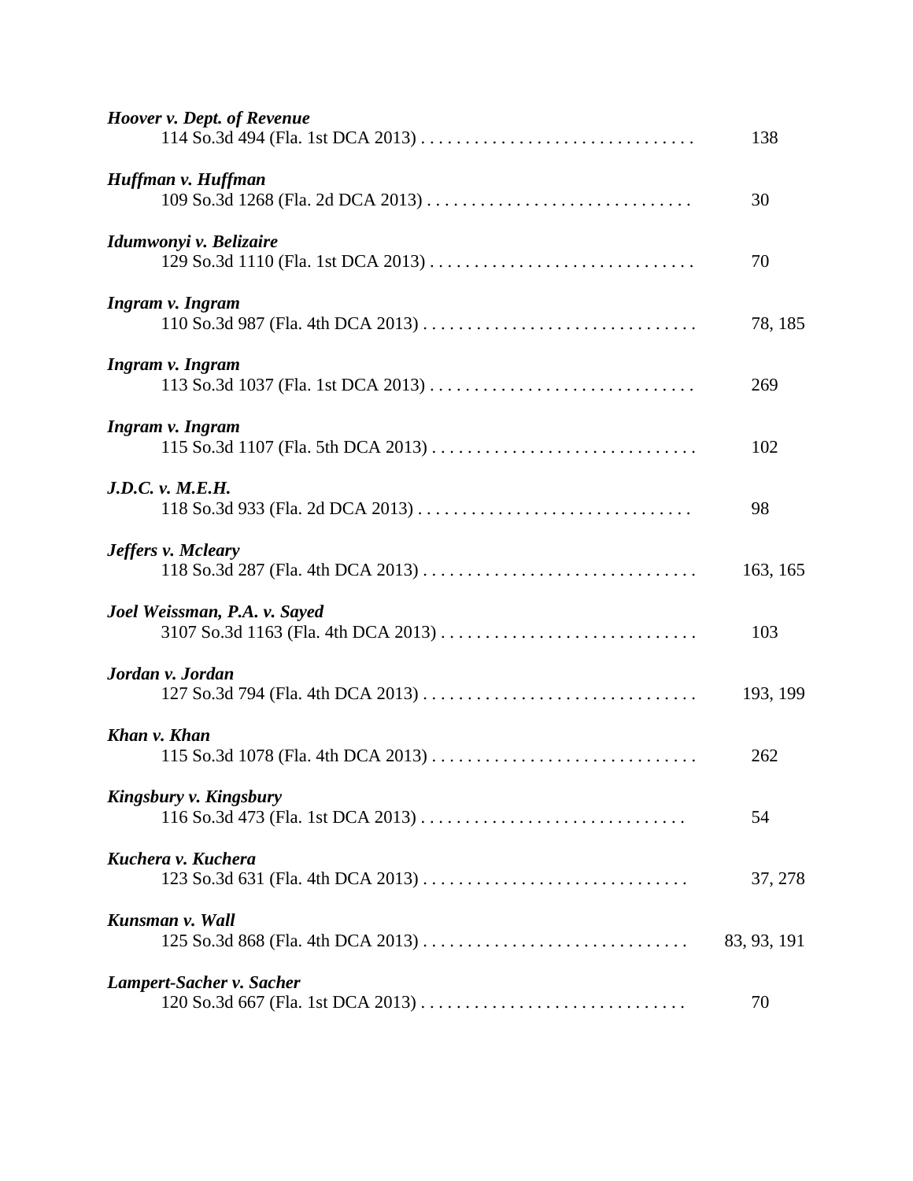***Hoover v. Dept. of Revenue***
114 So.3d 494 (Fla. 1st DCA 2013) . . . . . . . . . . . . . . . . . . . . . . . . . . . . . . . 138

***Huffman v. Huffman***
109 So.3d 1268 (Fla. 2d DCA 2013) . . . . . . . . . . . . . . . . . . . . . . . . . . . . . . 30

***Idumwonyi v. Belizaire***
129 So.3d 1110 (Fla. 1st DCA 2013) . . . . . . . . . . . . . . . . . . . . . . . . . . . . . . 70

***Ingram v. Ingram***
110 So.3d 987 (Fla. 4th DCA 2013) . . . . . . . . . . . . . . . . . . . . . . . . . . . . . . . 78, 185

***Ingram v. Ingram***
113 So.3d 1037 (Fla. 1st DCA 2013) . . . . . . . . . . . . . . . . . . . . . . . . . . . . . . 269

***Ingram v. Ingram***
115 So.3d 1107 (Fla. 5th DCA 2013) . . . . . . . . . . . . . . . . . . . . . . . . . . . . . . 102

***J.D.C. v. M.E.H.***
118 So.3d 933 (Fla. 2d DCA 2013) . . . . . . . . . . . . . . . . . . . . . . . . . . . . . . . 98

***Jeffers v. Mcleary***
118 So.3d 287 (Fla. 4th DCA 2013) . . . . . . . . . . . . . . . . . . . . . . . . . . . . . . . 163, 165

***Joel Weissman, P.A. v. Sayed***
3107 So.3d 1163 (Fla. 4th DCA 2013) . . . . . . . . . . . . . . . . . . . . . . . . . . . . . 103

***Jordan v. Jordan***
127 So.3d 794 (Fla. 4th DCA 2013) . . . . . . . . . . . . . . . . . . . . . . . . . . . . . . . 193, 199

***Khan v. Khan***
115 So.3d 1078 (Fla. 4th DCA 2013) . . . . . . . . . . . . . . . . . . . . . . . . . . . . . . 262

***Kingsbury v. Kingsbury***
116 So.3d 473 (Fla. 1st DCA 2013) . . . . . . . . . . . . . . . . . . . . . . . . . . . . . . 54

***Kuchera v. Kuchera***
123 So.3d 631 (Fla. 4th DCA 2013) . . . . . . . . . . . . . . . . . . . . . . . . . . . . . . 37, 278

***Kunsman v. Wall***
125 So.3d 868 (Fla. 4th DCA 2013) . . . . . . . . . . . . . . . . . . . . . . . . . . . . . . 83, 93, 191

***Lampert-Sacher v. Sacher***
120 So.3d 667 (Fla. 1st DCA 2013) . . . . . . . . . . . . . . . . . . . . . . . . . . . . . . 70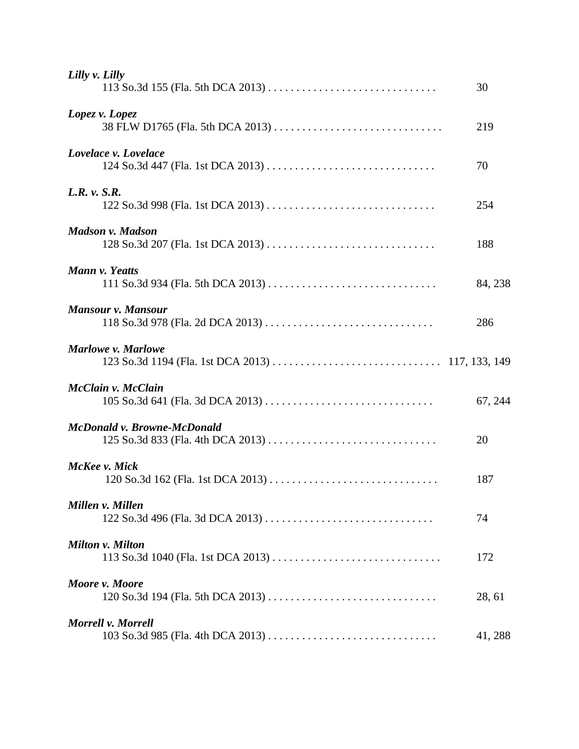***Lilly v. Lilly***
113 So.3d 155 (Fla. 5th DCA 2013) . . . . . . . . . . . . . . . . . . . . . . . . . . . . . . 30

***Lopez v. Lopez***
38 FLW D1765 (Fla. 5th DCA 2013) . . . . . . . . . . . . . . . . . . . . . . . . . . . . . . 219

***Lovelace v. Lovelace***
124 So.3d 447 (Fla. 1st DCA 2013) . . . . . . . . . . . . . . . . . . . . . . . . . . . . . . 70

***L.R. v. S.R.***
122 So.3d 998 (Fla. 1st DCA 2013) . . . . . . . . . . . . . . . . . . . . . . . . . . . . . . 254

***Madson v. Madson***
128 So.3d 207 (Fla. 1st DCA 2013) . . . . . . . . . . . . . . . . . . . . . . . . . . . . . . 188

***Mann v. Yeatts***
111 So.3d 934 (Fla. 5th DCA 2013) . . . . . . . . . . . . . . . . . . . . . . . . . . . . . . 84, 238

***Mansour v. Mansour***
118 So.3d 978 (Fla. 2d DCA 2013) . . . . . . . . . . . . . . . . . . . . . . . . . . . . . . 286

***Marlowe v. Marlowe***
123 So.3d 1194 (Fla. 1st DCA 2013) . . . . . . . . . . . . . . . . . . . . . . . . . . . . . . 117, 133, 149

***McClain v. McClain***
105 So.3d 641 (Fla. 3d DCA 2013) . . . . . . . . . . . . . . . . . . . . . . . . . . . . . . 67, 244

***McDonald v. Browne-McDonald***
125 So.3d 833 (Fla. 4th DCA 2013) . . . . . . . . . . . . . . . . . . . . . . . . . . . . . . 20

***McKee v. Mick***
120 So.3d 162 (Fla. 1st DCA 2013) . . . . . . . . . . . . . . . . . . . . . . . . . . . . . . 187

***Millen v. Millen***
122 So.3d 496 (Fla. 3d DCA 2013) . . . . . . . . . . . . . . . . . . . . . . . . . . . . . . 74

***Milton v. Milton***
113 So.3d 1040 (Fla. 1st DCA 2013) . . . . . . . . . . . . . . . . . . . . . . . . . . . . . . 172

***Moore v. Moore***
120 So.3d 194 (Fla. 5th DCA 2013) . . . . . . . . . . . . . . . . . . . . . . . . . . . . . . 28, 61

***Morrell v. Morrell***
103 So.3d 985 (Fla. 4th DCA 2013) . . . . . . . . . . . . . . . . . . . . . . . . . . . . . . 41, 288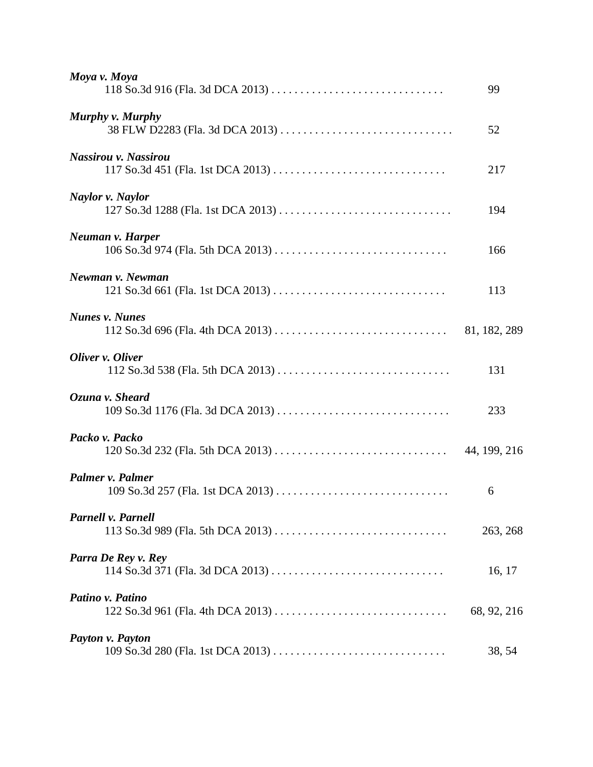*Moya v. Moya*
118 So.3d 916 (Fla. 3d DCA 2013) . . . . . . . . . . . . . . . . . . . . . . . . . . . . . . 99

*Murphy v. Murphy*
38 FLW D2283 (Fla. 3d DCA 2013) . . . . . . . . . . . . . . . . . . . . . . . . . . . . . . 52

*Nassirou v. Nassirou*
117 So.3d 451 (Fla. 1st DCA 2013) . . . . . . . . . . . . . . . . . . . . . . . . . . . . . . 217

*Naylor v. Naylor*
127 So.3d 1288 (Fla. 1st DCA 2013) . . . . . . . . . . . . . . . . . . . . . . . . . . . . . . 194

*Neuman v. Harper*
106 So.3d 974 (Fla. 5th DCA 2013) . . . . . . . . . . . . . . . . . . . . . . . . . . . . . . 166

*Newman v. Newman*
121 So.3d 661 (Fla. 1st DCA 2013) . . . . . . . . . . . . . . . . . . . . . . . . . . . . . . 113

*Nunes v. Nunes*
112 So.3d 696 (Fla. 4th DCA 2013) . . . . . . . . . . . . . . . . . . . . . . . . . . . . . . 81, 182, 289

*Oliver v. Oliver*
112 So.3d 538 (Fla. 5th DCA 2013) . . . . . . . . . . . . . . . . . . . . . . . . . . . . . . 131

*Ozuna v. Sheard*
109 So.3d 1176 (Fla. 3d DCA 2013) . . . . . . . . . . . . . . . . . . . . . . . . . . . . . . 233

*Packo v. Packo*
120 So.3d 232 (Fla. 5th DCA 2013) . . . . . . . . . . . . . . . . . . . . . . . . . . . . . . 44, 199, 216

*Palmer v. Palmer*
109 So.3d 257 (Fla. 1st DCA 2013) . . . . . . . . . . . . . . . . . . . . . . . . . . . . . . 6

*Parnell v. Parnell*
113 So.3d 989 (Fla. 5th DCA 2013) . . . . . . . . . . . . . . . . . . . . . . . . . . . . . . 263, 268

*Parra De Rey v. Rey*
114 So.3d 371 (Fla. 3d DCA 2013) . . . . . . . . . . . . . . . . . . . . . . . . . . . . . . 16, 17

*Patino v. Patino*
122 So.3d 961 (Fla. 4th DCA 2013) . . . . . . . . . . . . . . . . . . . . . . . . . . . . . . 68, 92, 216

*Payton v. Payton*
109 So.3d 280 (Fla. 1st DCA 2013) . . . . . . . . . . . . . . . . . . . . . . . . . . . . . . 38, 54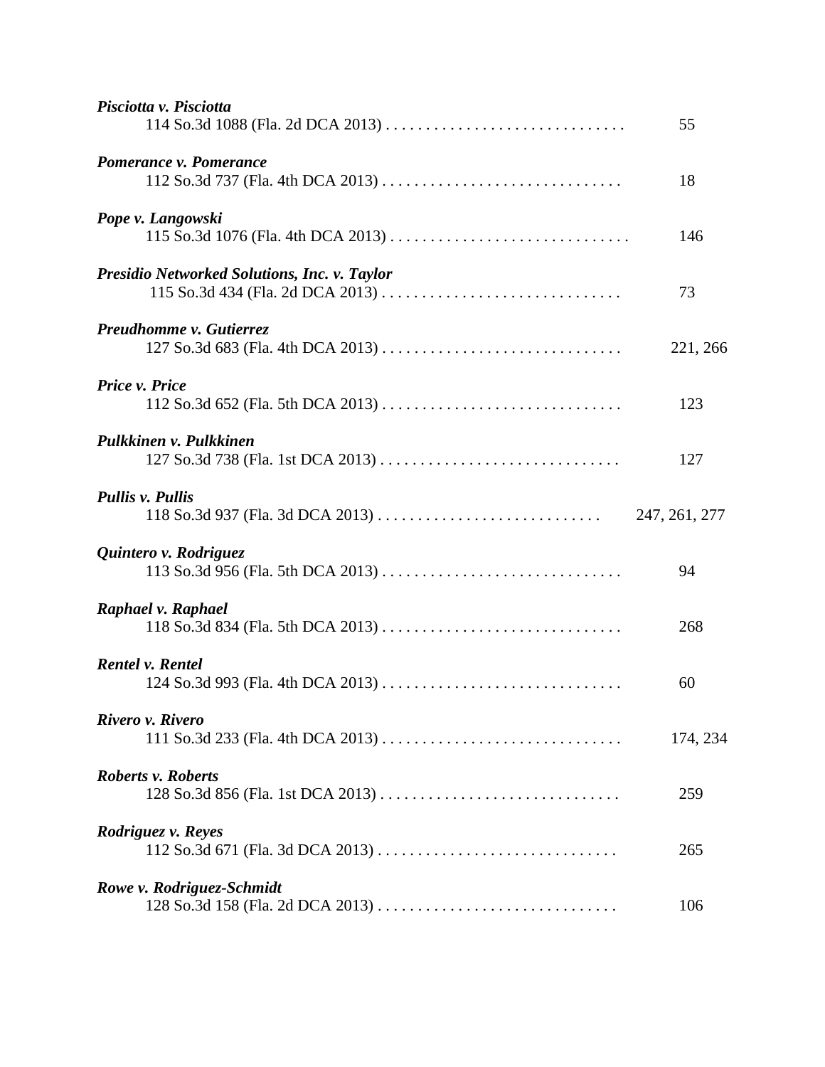***Pisciotta v. Pisciotta***
114 So.3d 1088 (Fla. 2d DCA 2013) . . . . . . . . . . . . . . . . . . . . . . . . . . . . . . 55

***Pomerance v. Pomerance***
112 So.3d 737 (Fla. 4th DCA 2013) . . . . . . . . . . . . . . . . . . . . . . . . . . . . . . 18

***Pope v. Langowski***
115 So.3d 1076 (Fla. 4th DCA 2013) . . . . . . . . . . . . . . . . . . . . . . . . . . . . . . 146

***Presidio Networked Solutions, Inc. v. Taylor***
115 So.3d 434 (Fla. 2d DCA 2013) . . . . . . . . . . . . . . . . . . . . . . . . . . . . . . 73

***Preudhomme v. Gutierrez***
127 So.3d 683 (Fla. 4th DCA 2013) . . . . . . . . . . . . . . . . . . . . . . . . . . . . . . 221, 266

***Price v. Price***
112 So.3d 652 (Fla. 5th DCA 2013) . . . . . . . . . . . . . . . . . . . . . . . . . . . . . . 123

***Pulkkinen v. Pulkkinen***
127 So.3d 738 (Fla. 1st DCA 2013) . . . . . . . . . . . . . . . . . . . . . . . . . . . . . . 127

***Pullis v. Pullis***
118 So.3d 937 (Fla. 3d DCA 2013) . . . . . . . . . . . . . . . . . . . . . . . . . . . . 247, 261, 277

***Quintero v. Rodriguez***
113 So.3d 956 (Fla. 5th DCA 2013) . . . . . . . . . . . . . . . . . . . . . . . . . . . . . . 94

***Raphael v. Raphael***
118 So.3d 834 (Fla. 5th DCA 2013) . . . . . . . . . . . . . . . . . . . . . . . . . . . . . . 268

***Rentel v. Rentel***
124 So.3d 993 (Fla. 4th DCA 2013) . . . . . . . . . . . . . . . . . . . . . . . . . . . . . . 60

***Rivero v. Rivero***
111 So.3d 233 (Fla. 4th DCA 2013) . . . . . . . . . . . . . . . . . . . . . . . . . . . . . . 174, 234

***Roberts v. Roberts***
128 So.3d 856 (Fla. 1st DCA 2013) . . . . . . . . . . . . . . . . . . . . . . . . . . . . . . 259

***Rodriguez v. Reyes***
112 So.3d 671 (Fla. 3d DCA 2013) . . . . . . . . . . . . . . . . . . . . . . . . . . . . . . 265

***Rowe v. Rodriguez-Schmidt***
128 So.3d 158 (Fla. 2d DCA 2013) . . . . . . . . . . . . . . . . . . . . . . . . . . . . . . 106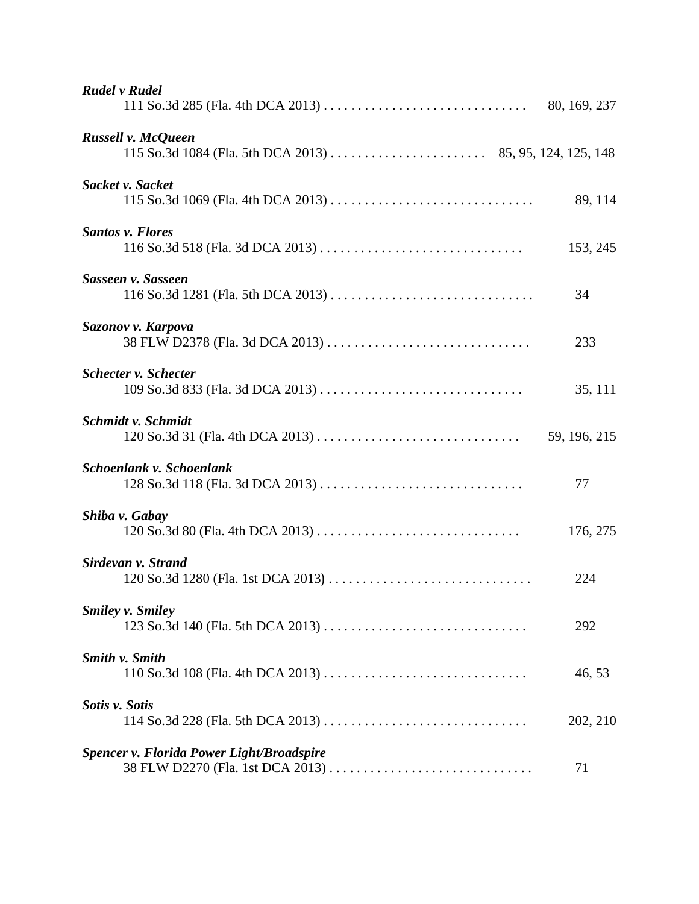***Rudel v Rudel***
111 So.3d 285 (Fla. 4th DCA 2013) . . . . . . . . . . . . . . . . . . . . . . . . . . . . . . 80, 169, 237

***Russell v. McQueen***
115 So.3d 1084 (Fla. 5th DCA 2013) . . . . . . . . . . . . . . . . . . . . . . . 85, 95, 124, 125, 148

***Sacket v. Sacket***
115 So.3d 1069 (Fla. 4th DCA 2013) . . . . . . . . . . . . . . . . . . . . . . . . . . . . . . 89, 114

***Santos v. Flores***
116 So.3d 518 (Fla. 3d DCA 2013) . . . . . . . . . . . . . . . . . . . . . . . . . . . . . . 153, 245

***Sasseen v. Sasseen***
116 So.3d 1281 (Fla. 5th DCA 2013) . . . . . . . . . . . . . . . . . . . . . . . . . . . . . . 34

***Sazonov v. Karpova***
38 FLW D2378 (Fla. 3d DCA 2013) . . . . . . . . . . . . . . . . . . . . . . . . . . . . . . 233

***Schecter v. Schecter***
109 So.3d 833 (Fla. 3d DCA 2013) . . . . . . . . . . . . . . . . . . . . . . . . . . . . . . 35, 111

***Schmidt v. Schmidt***
120 So.3d 31 (Fla. 4th DCA 2013) . . . . . . . . . . . . . . . . . . . . . . . . . . . . . . 59, 196, 215

***Schoenlank v. Schoenlank***
128 So.3d 118 (Fla. 3d DCA 2013) . . . . . . . . . . . . . . . . . . . . . . . . . . . . . . 77

***Shiba v. Gabay***
120 So.3d 80 (Fla. 4th DCA 2013) . . . . . . . . . . . . . . . . . . . . . . . . . . . . . . 176, 275

***Sirdevan v. Strand***
120 So.3d 1280 (Fla. 1st DCA 2013) . . . . . . . . . . . . . . . . . . . . . . . . . . . . . . 224

***Smiley v. Smiley***
123 So.3d 140 (Fla. 5th DCA 2013) . . . . . . . . . . . . . . . . . . . . . . . . . . . . . . 292

***Smith v. Smith***
110 So.3d 108 (Fla. 4th DCA 2013) . . . . . . . . . . . . . . . . . . . . . . . . . . . . . . 46, 53

***Sotis v. Sotis***
114 So.3d 228 (Fla. 5th DCA 2013) . . . . . . . . . . . . . . . . . . . . . . . . . . . . . . 202, 210

***Spencer v. Florida Power Light/Broadspire***
38 FLW D2270 (Fla. 1st DCA 2013) . . . . . . . . . . . . . . . . . . . . . . . . . . . . . . 71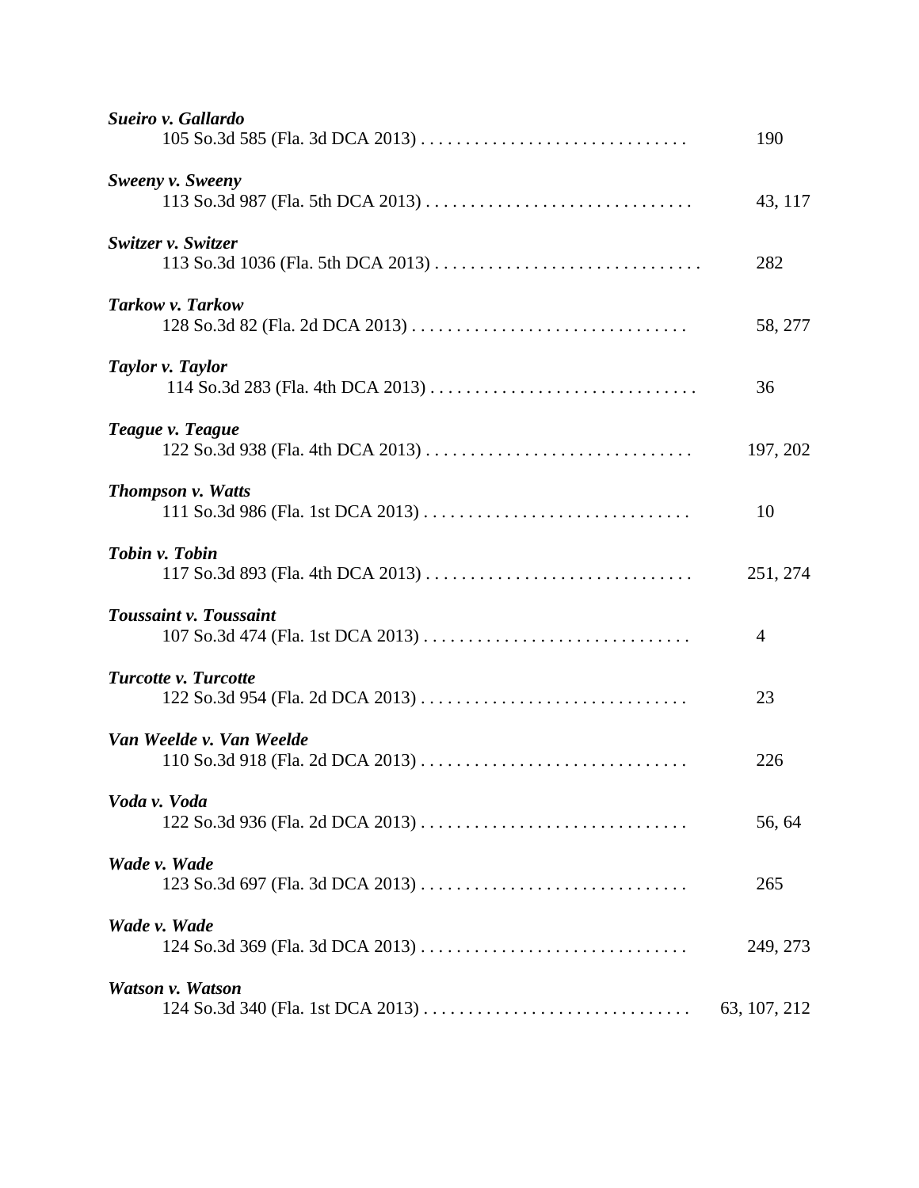***Sueiro v. Gallardo***
105 So.3d 585 (Fla. 3d DCA 2013) . . . . . . . . . . . . . . . . . . . . . . . . . . . . . . 190

***Sweeny v. Sweeny***
113 So.3d 987 (Fla. 5th DCA 2013) . . . . . . . . . . . . . . . . . . . . . . . . . . . . . . 43, 117

***Switzer v. Switzer***
113 So.3d 1036 (Fla. 5th DCA 2013) . . . . . . . . . . . . . . . . . . . . . . . . . . . . . . 282

***Tarkow v. Tarkow***
128 So.3d 82 (Fla. 2d DCA 2013) . . . . . . . . . . . . . . . . . . . . . . . . . . . . . . . 58, 277

***Taylor v. Taylor***
114 So.3d 283 (Fla. 4th DCA 2013) . . . . . . . . . . . . . . . . . . . . . . . . . . . . . . 36

***Teague v. Teague***
122 So.3d 938 (Fla. 4th DCA 2013) . . . . . . . . . . . . . . . . . . . . . . . . . . . . . . 197, 202

***Thompson v. Watts***
111 So.3d 986 (Fla. 1st DCA 2013) . . . . . . . . . . . . . . . . . . . . . . . . . . . . . . 10

***Tobin v. Tobin***
117 So.3d 893 (Fla. 4th DCA 2013) . . . . . . . . . . . . . . . . . . . . . . . . . . . . . . 251, 274

***Toussaint v. Toussaint***
107 So.3d 474 (Fla. 1st DCA 2013) . . . . . . . . . . . . . . . . . . . . . . . . . . . . . . 4

***Turcotte v. Turcotte***
122 So.3d 954 (Fla. 2d DCA 2013) . . . . . . . . . . . . . . . . . . . . . . . . . . . . . . 23

***Van Weelde v. Van Weelde***
110 So.3d 918 (Fla. 2d DCA 2013) . . . . . . . . . . . . . . . . . . . . . . . . . . . . . . 226

***Voda v. Voda***
122 So.3d 936 (Fla. 2d DCA 2013) . . . . . . . . . . . . . . . . . . . . . . . . . . . . . . 56, 64

***Wade v. Wade***
123 So.3d 697 (Fla. 3d DCA 2013) . . . . . . . . . . . . . . . . . . . . . . . . . . . . . . 265

***Wade v. Wade***
124 So.3d 369 (Fla. 3d DCA 2013) . . . . . . . . . . . . . . . . . . . . . . . . . . . . . . 249, 273

***Watson v. Watson***
124 So.3d 340 (Fla. 1st DCA 2013) . . . . . . . . . . . . . . . . . . . . . . . . . . . . . . 63, 107, 212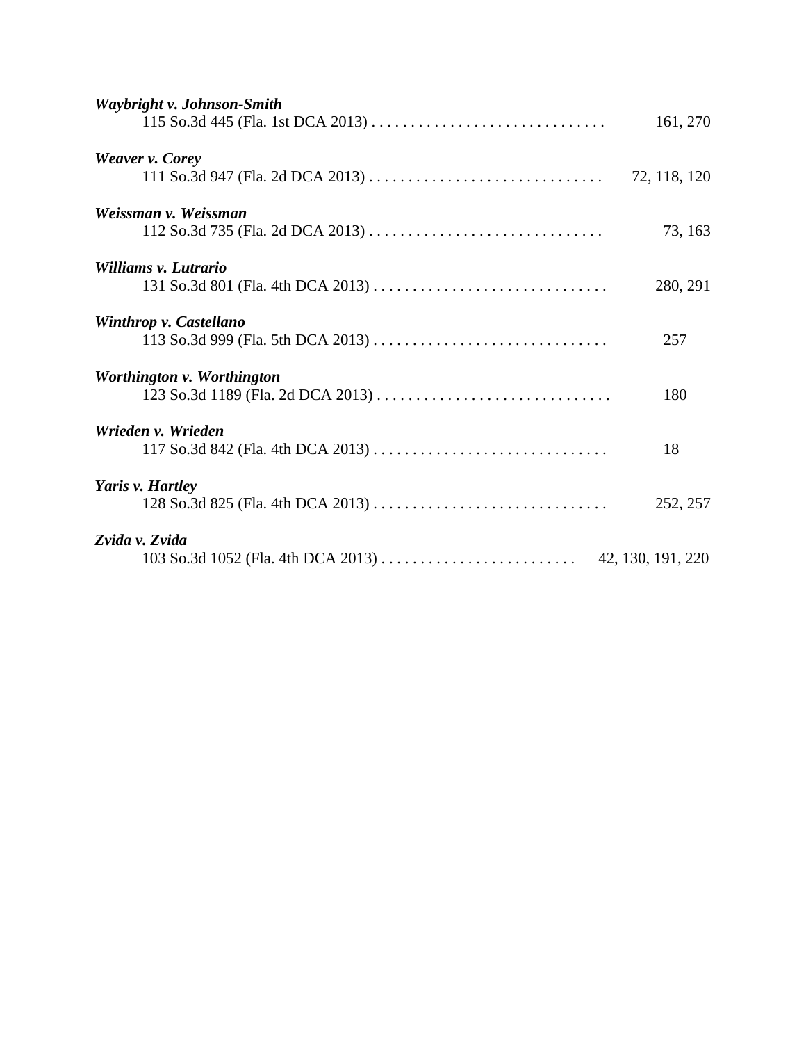***Waybright v. Johnson-Smith***
115 So.3d 445 (Fla. 1st DCA 2013) . . . . . . . . . . . . . . . . . . . . . . . . . . . . . . 161, 270

***Weaver v. Corey***
111 So.3d 947 (Fla. 2d DCA 2013) . . . . . . . . . . . . . . . . . . . . . . . . . . . . . . 72, 118, 120

***Weissman v. Weissman***
112 So.3d 735 (Fla. 2d DCA 2013) . . . . . . . . . . . . . . . . . . . . . . . . . . . . . . 73, 163

***Williams v. Lutrario***
131 So.3d 801 (Fla. 4th DCA 2013) . . . . . . . . . . . . . . . . . . . . . . . . . . . . . . 280, 291

***Winthrop v. Castellano***
113 So.3d 999 (Fla. 5th DCA 2013) . . . . . . . . . . . . . . . . . . . . . . . . . . . . . . 257

***Worthington v. Worthington***
123 So.3d 1189 (Fla. 2d DCA 2013) . . . . . . . . . . . . . . . . . . . . . . . . . . . . . . 180

***Wrieden v. Wrieden***
117 So.3d 842 (Fla. 4th DCA 2013) . . . . . . . . . . . . . . . . . . . . . . . . . . . . . . 18

***Yaris v. Hartley***
128 So.3d 825 (Fla. 4th DCA 2013) . . . . . . . . . . . . . . . . . . . . . . . . . . . . . . 252, 257

***Zvida v. Zvida***
103 So.3d 1052 (Fla. 4th DCA 2013) . . . . . . . . . . . . . . . . . . . . . . . . . 42, 130, 191, 220